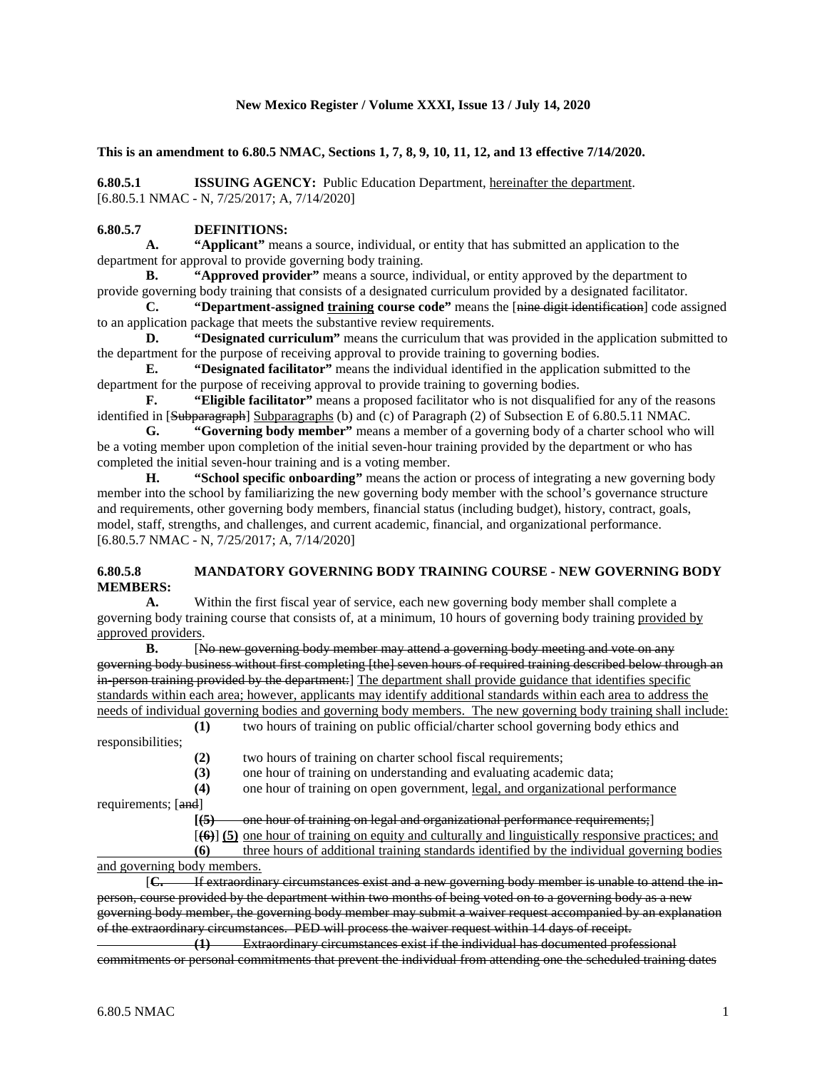**New Mexico Register / Volume XXXI, Issue 13 / July 14, 2020**

**This is an amendment to 6.80.5 NMAC, Sections 1, 7, 8, 9, 10, 11, 12, and 13 effective 7/14/2020.**

**6.80.5.1 ISSUING AGENCY:** Public Education Department, hereinafter the department.
[6.80.5.1 NMAC - N, 7/25/2017; A, 7/14/2020]

**6.80.5.7 DEFINITIONS:**

**A. "Applicant"** means a source, individual, or entity that has submitted an application to the department for approval to provide governing body training.

**B. "Approved provider"** means a source, individual, or entity approved by the department to provide governing body training that consists of a designated curriculum provided by a designated facilitator.

**C. "Department-assigned training course code"** means the [~~nine digit identification~~] code assigned to an application package that meets the substantive review requirements.

**D. "Designated curriculum"** means the curriculum that was provided in the application submitted to the department for the purpose of receiving approval to provide training to governing bodies.

**E. "Designated facilitator"** means the individual identified in the application submitted to the department for the purpose of receiving approval to provide training to governing bodies.

**F. "Eligible facilitator"** means a proposed facilitator who is not disqualified for any of the reasons identified in [~~Subparagraph~~] Subparagraphs (b) and (c) of Paragraph (2) of Subsection E of 6.80.5.11 NMAC.

**G. "Governing body member"** means a member of a governing body of a charter school who will be a voting member upon completion of the initial seven-hour training provided by the department or who has completed the initial seven-hour training and is a voting member.

**H. "School specific onboarding"** means the action or process of integrating a new governing body member into the school by familiarizing the new governing body member with the school's governance structure and requirements, other governing body members, financial status (including budget), history, contract, goals, model, staff, strengths, and challenges, and current academic, financial, and organizational performance.
[6.80.5.7 NMAC - N, 7/25/2017; A, 7/14/2020]

**6.80.5.8 MANDATORY GOVERNING BODY TRAINING COURSE - NEW GOVERNING BODY MEMBERS:**

**A.** Within the first fiscal year of service, each new governing body member shall complete a governing body training course that consists of, at a minimum, 10 hours of governing body training provided by approved providers.

**B.** [~~No new governing body member may attend a governing body meeting and vote on any governing body business without first completing [the] seven hours of required training described below through an in-person training provided by the department:~~] The department shall provide guidance that identifies specific standards within each area; however, applicants may identify additional standards within each area to address the needs of individual governing bodies and governing body members. The new governing body training shall include:

**(1)** two hours of training on public official/charter school governing body ethics and responsibilities;

**(2)** two hours of training on charter school fiscal requirements;

**(3)** one hour of training on understanding and evaluating academic data;

**(4)** one hour of training on open government, legal, and organizational performance requirements; [~~and~~]

**[~~(5)~~** ~~one hour of training on legal and organizational performance requirements;~~]

[~~**(6)**~~] **(5)** one hour of training on equity and culturally and linguistically responsive practices; and

**(6)** three hours of additional training standards identified by the individual governing bodies and governing body members.

[~~**C.** If extraordinary circumstances exist and a new governing body member is unable to attend the in-person, course provided by the department within two months of being voted on to a governing body as a new governing body member, the governing body member may submit a waiver request accompanied by an explanation of the extraordinary circumstances. PED will process the waiver request within 14 days of receipt.~~

~~**(1)** Extraordinary circumstances exist if the individual has documented professional commitments or personal commitments that prevent the individual from attending one the scheduled training dates~~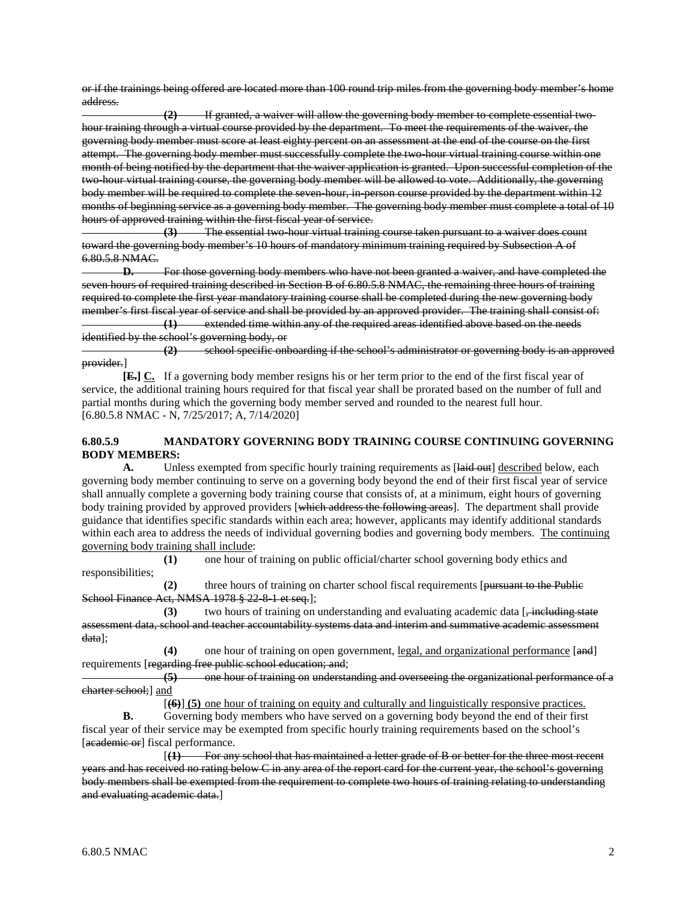~~or if the trainings being offered are located more than 100 round trip miles from the governing body member's home address.~~

~~**(2)** If granted, a waiver will allow the governing body member to complete essential two-hour training through a virtual course provided by the department. To meet the requirements of the waiver, the governing body member must score at least eighty percent on an assessment at the end of the course on the first attempt. The governing body member must successfully complete the two-hour virtual training course within one month of being notified by the department that the waiver application is granted. Upon successful completion of the two-hour virtual training course, the governing body member will be allowed to vote. Additionally, the governing body member will be required to complete the seven-hour, in-person course provided by the department within 12 months of beginning service as a governing body member. The governing body member must complete a total of 10 hours of approved training within the first fiscal year of service.~~

~~**(3)** The essential two-hour virtual training course taken pursuant to a waiver does count toward the governing body member's 10 hours of mandatory minimum training required by Subsection A of 6.80.5.8 NMAC.~~

~~**D.** For those governing body members who have not been granted a waiver, and have completed the seven hours of required training described in Section B of 6.80.5.8 NMAC, the remaining three hours of training required to complete the first year mandatory training course shall be completed during the new governing body member's first fiscal year of service and shall be provided by an approved provider. The training shall consist of:~~

~~**(1)** extended time within any of the required areas identified above based on the needs identified by the school's governing body, or~~

~~**(2)** school specific onboarding if the school's administrator or governing body is an approved provider.~~]

**[~~E.~~] <u>C.</u>** If a governing body member resigns his or her term prior to the end of the first fiscal year of service, the additional training hours required for that fiscal year shall be prorated based on the number of full and partial months during which the governing body member served and rounded to the nearest full hour.
[6.80.5.8 NMAC - N, 7/25/2017; A, 7/14/2020]

**6.80.5.9 MANDATORY GOVERNING BODY TRAINING COURSE CONTINUING GOVERNING BODY MEMBERS:**

**A.** Unless exempted from specific hourly training requirements as [~~laid out~~] <u>described</u> below, each governing body member continuing to serve on a governing body beyond the end of their first fiscal year of service shall annually complete a governing body training course that consists of, at a minimum, eight hours of governing body training provided by approved providers [~~which address the following areas~~]. The department shall provide guidance that identifies specific standards within each area; however, applicants may identify additional standards within each area to address the needs of individual governing bodies and governing body members. <u>The continuing governing body training shall include</u>:

**(1)** one hour of training on public official/charter school governing body ethics and responsibilities;

**(2)** three hours of training on charter school fiscal requirements [~~pursuant to the Public School Finance Act, NMSA 1978 § 22-8-1 et seq.~~];

**(3)** two hours of training on understanding and evaluating academic data [~~, including state assessment data, school and teacher accountability systems data and interim and summative academic assessment data~~];

**(4)** one hour of training on open government, <u>legal, and organizational performance</u> [~~and~~] requirements [~~regarding free public school education; and;~~

~~**(5)** one hour of training on understanding and overseeing the organizational performance of a charter school;~~] <u>and</u>

[~~**(6)**~~] <u>**(5)** one hour of training on equity and culturally and linguistically responsive practices.</u>

**B.** Governing body members who have served on a governing body beyond the end of their first fiscal year of their service may be exempted from specific hourly training requirements based on the school's [~~academic or~~] fiscal performance.

[~~**(1)** For any school that has maintained a letter grade of B or better for the three most recent years and has received no rating below C in any area of the report card for the current year, the school's governing body members shall be exempted from the requirement to complete two hours of training relating to understanding and evaluating academic data.~~]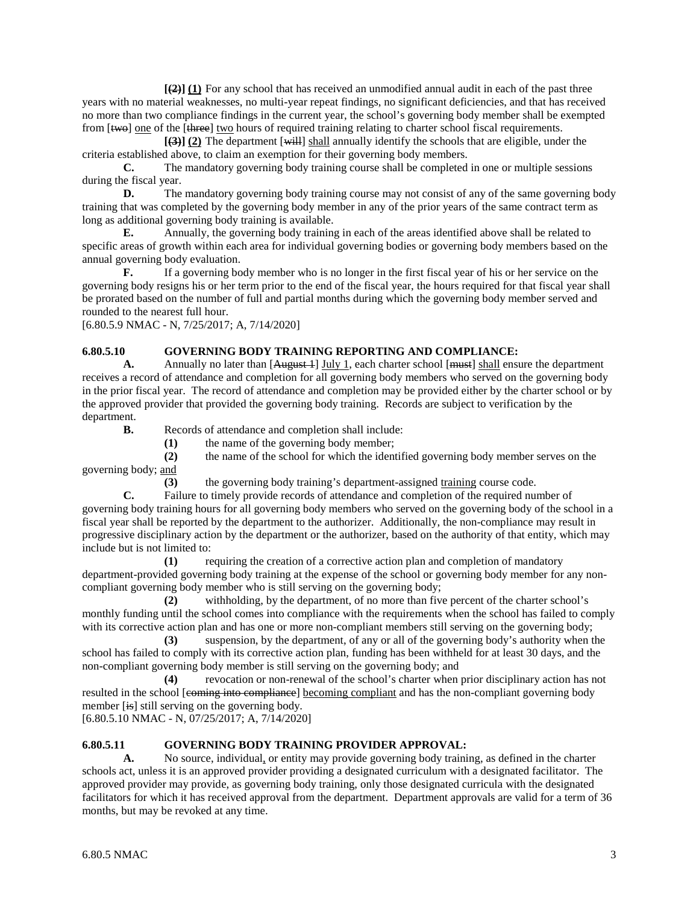**[(2)] (1)** For any school that has received an unmodified annual audit in each of the past three years with no material weaknesses, no multi-year repeat findings, no significant deficiencies, and that has received no more than two compliance findings in the current year, the school's governing body member shall be exempted from [~~two~~] <u>one</u> of the [~~three~~] <u>two</u> hours of required training relating to charter school fiscal requirements.

**[(3)] (2)** The department [~~will~~] <u>shall</u> annually identify the schools that are eligible, under the criteria established above, to claim an exemption for their governing body members.

**C.** The mandatory governing body training course shall be completed in one or multiple sessions during the fiscal year.

**D.** The mandatory governing body training course may not consist of any of the same governing body training that was completed by the governing body member in any of the prior years of the same contract term as long as additional governing body training is available.

**E.** Annually, the governing body training in each of the areas identified above shall be related to specific areas of growth within each area for individual governing bodies or governing body members based on the annual governing body evaluation.

**F.** If a governing body member who is no longer in the first fiscal year of his or her service on the governing body resigns his or her term prior to the end of the fiscal year, the hours required for that fiscal year shall be prorated based on the number of full and partial months during which the governing body member served and rounded to the nearest full hour.

[6.80.5.9 NMAC - N, 7/25/2017; A, 7/14/2020]

**6.80.5.10 GOVERNING BODY TRAINING REPORTING AND COMPLIANCE:**

**A.** Annually no later than [~~August 1~~] <u>July 1</u>, each charter school [~~must~~] <u>shall</u> ensure the department receives a record of attendance and completion for all governing body members who served on the governing body in the prior fiscal year. The record of attendance and completion may be provided either by the charter school or by the approved provider that provided the governing body training. Records are subject to verification by the department.

**B.** Records of attendance and completion shall include:

**(1)** the name of the governing body member;

**(2)** the name of the school for which the identified governing body member serves on the governing body; <u>and</u>

**(3)** the governing body training's department-assigned <u>training</u> course code.

**C.** Failure to timely provide records of attendance and completion of the required number of governing body training hours for all governing body members who served on the governing body of the school in a fiscal year shall be reported by the department to the authorizer. Additionally, the non-compliance may result in progressive disciplinary action by the department or the authorizer, based on the authority of that entity, which may include but is not limited to:

**(1)** requiring the creation of a corrective action plan and completion of mandatory department-provided governing body training at the expense of the school or governing body member for any non-compliant governing body member who is still serving on the governing body;

**(2)** withholding, by the department, of no more than five percent of the charter school's monthly funding until the school comes into compliance with the requirements when the school has failed to comply with its corrective action plan and has one or more non-compliant members still serving on the governing body;

**(3)** suspension, by the department, of any or all of the governing body's authority when the school has failed to comply with its corrective action plan, funding has been withheld for at least 30 days, and the non-compliant governing body member is still serving on the governing body; and

**(4)** revocation or non-renewal of the school's charter when prior disciplinary action has not resulted in the school [~~coming into compliance~~] <u>becoming compliant</u> and has the non-compliant governing body member [~~is~~] still serving on the governing body.

[6.80.5.10 NMAC - N, 07/25/2017; A, 7/14/2020]

**6.80.5.11 GOVERNING BODY TRAINING PROVIDER APPROVAL:**

**A.** No source, individual<u>,</u> or entity may provide governing body training, as defined in the charter schools act, unless it is an approved provider providing a designated curriculum with a designated facilitator. The approved provider may provide, as governing body training, only those designated curricula with the designated facilitators for which it has received approval from the department. Department approvals are valid for a term of 36 months, but may be revoked at any time.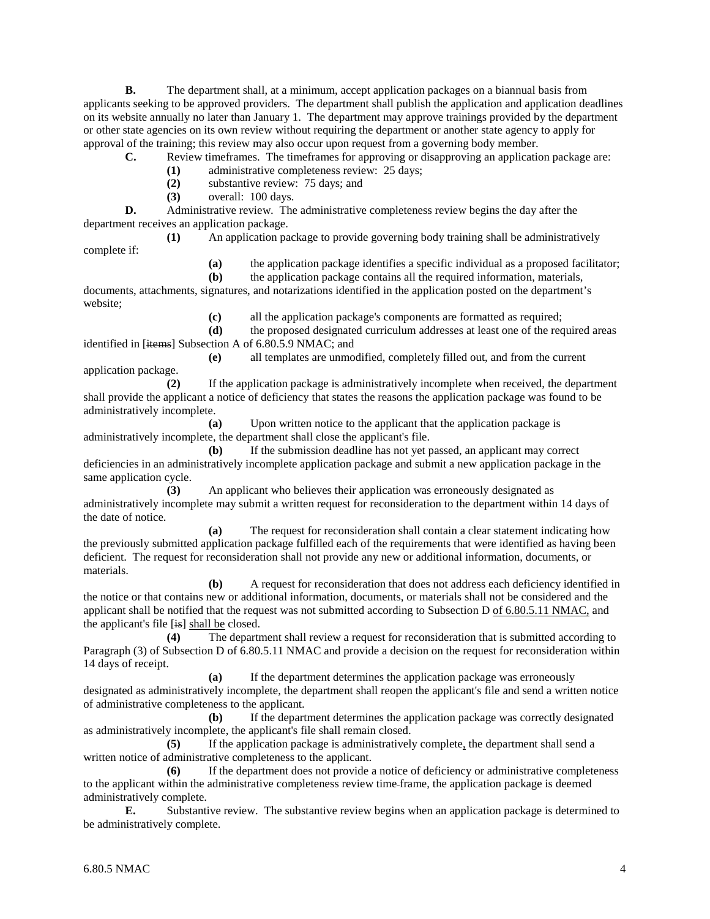**B.** The department shall, at a minimum, accept application packages on a biannual basis from applicants seeking to be approved providers. The department shall publish the application and application deadlines on its website annually no later than January 1. The department may approve trainings provided by the department or other state agencies on its own review without requiring the department or another state agency to apply for approval of the training; this review may also occur upon request from a governing body member.

**C.** Review timeframes. The timeframes for approving or disapproving an application package are:

**(1)** administrative completeness review: 25 days;

**(2)** substantive review: 75 days; and

**(3)** overall: 100 days.

**D.** Administrative review. The administrative completeness review begins the day after the department receives an application package.

**(1)** An application package to provide governing body training shall be administratively complete if:

**(a)** the application package identifies a specific individual as a proposed facilitator;

**(b)** the application package contains all the required information, materials, documents, attachments, signatures, and notarizations identified in the application posted on the department's website;

**(c)** all the application package's components are formatted as required;

**(d)** the proposed designated curriculum addresses at least one of the required areas identified in [~~items~~] Subsection A of 6.80.5.9 NMAC; and

**(e)** all templates are unmodified, completely filled out, and from the current application package.

**(2)** If the application package is administratively incomplete when received, the department shall provide the applicant a notice of deficiency that states the reasons the application package was found to be administratively incomplete.

**(a)** Upon written notice to the applicant that the application package is administratively incomplete, the department shall close the applicant's file.

**(b)** If the submission deadline has not yet passed, an applicant may correct deficiencies in an administratively incomplete application package and submit a new application package in the same application cycle.

**(3)** An applicant who believes their application was erroneously designated as administratively incomplete may submit a written request for reconsideration to the department within 14 days of the date of notice.

**(a)** The request for reconsideration shall contain a clear statement indicating how the previously submitted application package fulfilled each of the requirements that were identified as having been deficient. The request for reconsideration shall not provide any new or additional information, documents, or materials.

**(b)** A request for reconsideration that does not address each deficiency identified in the notice or that contains new or additional information, documents, or materials shall not be considered and the applicant shall be notified that the request was not submitted according to Subsection D <u>of 6.80.5.11 NMAC,</u> and the applicant's file [~~is~~] <u>shall be</u> closed.

**(4)** The department shall review a request for reconsideration that is submitted according to Paragraph (3) of Subsection D of 6.80.5.11 NMAC and provide a decision on the request for reconsideration within 14 days of receipt.

**(a)** If the department determines the application package was erroneously designated as administratively incomplete, the department shall reopen the applicant's file and send a written notice of administrative completeness to the applicant.

**(b)** If the department determines the application package was correctly designated as administratively incomplete, the applicant's file shall remain closed.

**(5)** If the application package is administratively complete<u>,</u> the department shall send a written notice of administrative completeness to the applicant.

**(6)** If the department does not provide a notice of deficiency or administrative completeness to the applicant within the administrative completeness review time~~-~~frame, the application package is deemed administratively complete.

**E.** Substantive review. The substantive review begins when an application package is determined to be administratively complete.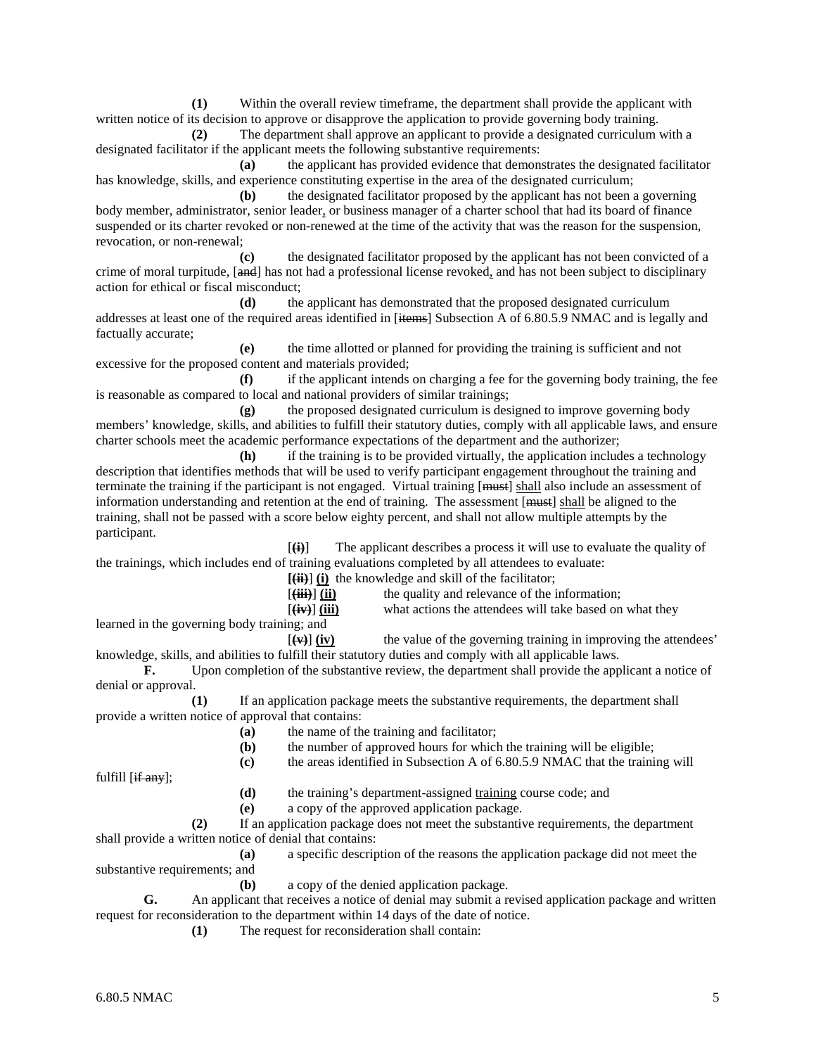**(1)** Within the overall review timeframe, the department shall provide the applicant with written notice of its decision to approve or disapprove the application to provide governing body training.

**(2)** The department shall approve an applicant to provide a designated curriculum with a designated facilitator if the applicant meets the following substantive requirements:

**(a)** the applicant has provided evidence that demonstrates the designated facilitator has knowledge, skills, and experience constituting expertise in the area of the designated curriculum;

**(b)** the designated facilitator proposed by the applicant has not been a governing body member, administrator, senior leader, or business manager of a charter school that had its board of finance suspended or its charter revoked or non-renewed at the time of the activity that was the reason for the suspension, revocation, or non-renewal;

**(c)** the designated facilitator proposed by the applicant has not been convicted of a crime of moral turpitude, [~~and~~] has not had a professional license revoked, and has not been subject to disciplinary action for ethical or fiscal misconduct;

**(d)** the applicant has demonstrated that the proposed designated curriculum addresses at least one of the required areas identified in [~~items~~] Subsection A of 6.80.5.9 NMAC and is legally and factually accurate;

**(e)** the time allotted or planned for providing the training is sufficient and not excessive for the proposed content and materials provided;

**(f)** if the applicant intends on charging a fee for the governing body training, the fee is reasonable as compared to local and national providers of similar trainings;

**(g)** the proposed designated curriculum is designed to improve governing body members' knowledge, skills, and abilities to fulfill their statutory duties, comply with all applicable laws, and ensure charter schools meet the academic performance expectations of the department and the authorizer;

**(h)** if the training is to be provided virtually, the application includes a technology description that identifies methods that will be used to verify participant engagement throughout the training and terminate the training if the participant is not engaged. Virtual training [~~must~~] <u>shall</u> also include an assessment of information understanding and retention at the end of training. The assessment [~~must~~] <u>shall</u> be aligned to the training, shall not be passed with a score below eighty percent, and shall not allow multiple attempts by the participant.

[~~**(i)**~~] The applicant describes a process it will use to evaluate the quality of the trainings, which includes end of training evaluations completed by all attendees to evaluate:

**[~~(ii)~~]** <u>**(i)**</u> the knowledge and skill of the facilitator;

[~~**(iii)**~~] <u>**(ii)**</u> the quality and relevance of the information;

[~~**(iv)**~~] <u>**(iii)**</u> what actions the attendees will take based on what they learned in the governing body training; and

[~~**(v)**~~] <u>**(iv)**</u> the value of the governing training in improving the attendees' knowledge, skills, and abilities to fulfill their statutory duties and comply with all applicable laws.

**F.** Upon completion of the substantive review, the department shall provide the applicant a notice of denial or approval.

**(1)** If an application package meets the substantive requirements, the department shall provide a written notice of approval that contains:

**(a)** the name of the training and facilitator;

**(b)** the number of approved hours for which the training will be eligible;

**(c)** the areas identified in Subsection A of 6.80.5.9 NMAC that the training will fulfill [~~if any~~];

**(d)** the training's department-assigned <u>training</u> course code; and

**(e)** a copy of the approved application package.

**(2)** If an application package does not meet the substantive requirements, the department shall provide a written notice of denial that contains:

**(a)** a specific description of the reasons the application package did not meet the substantive requirements; and

**(b)** a copy of the denied application package.

**G.** An applicant that receives a notice of denial may submit a revised application package and written request for reconsideration to the department within 14 days of the date of notice.

**(1)** The request for reconsideration shall contain: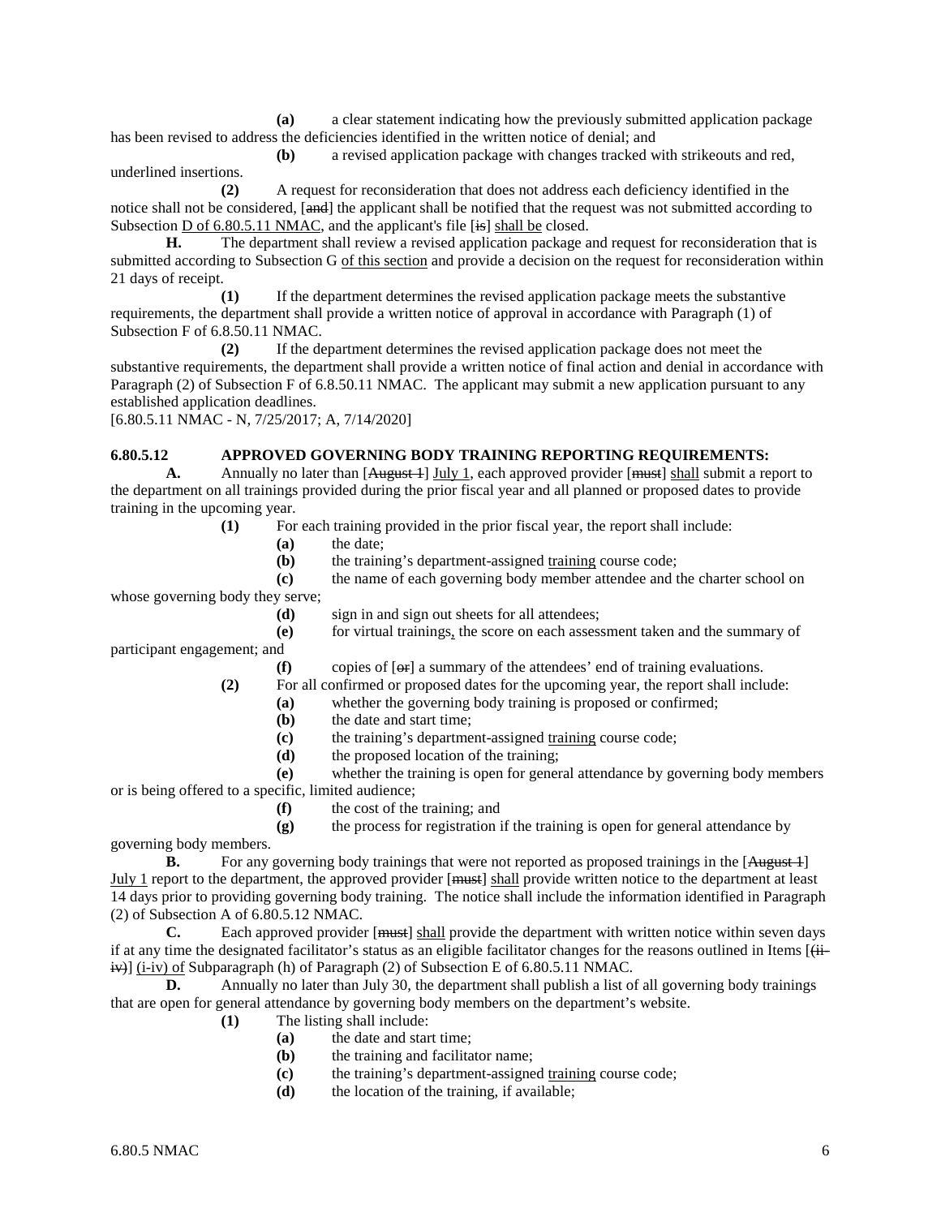**(a)** a clear statement indicating how the previously submitted application package has been revised to address the deficiencies identified in the written notice of denial; and

**(b)** a revised application package with changes tracked with strikeouts and red, underlined insertions.

**(2)** A request for reconsideration that does not address each deficiency identified in the notice shall not be considered, [~~and~~] the applicant shall be notified that the request was not submitted according to Subsection D of 6.80.5.11 NMAC, and the applicant's file [~~is~~] shall be closed.

**H.** The department shall review a revised application package and request for reconsideration that is submitted according to Subsection G of this section and provide a decision on the request for reconsideration within 21 days of receipt.

**(1)** If the department determines the revised application package meets the substantive requirements, the department shall provide a written notice of approval in accordance with Paragraph (1) of Subsection F of 6.8.50.11 NMAC.

**(2)** If the department determines the revised application package does not meet the substantive requirements, the department shall provide a written notice of final action and denial in accordance with Paragraph (2) of Subsection F of 6.8.50.11 NMAC. The applicant may submit a new application pursuant to any established application deadlines.

[6.80.5.11 NMAC - N, 7/25/2017; A, 7/14/2020]

**6.80.5.12 APPROVED GOVERNING BODY TRAINING REPORTING REQUIREMENTS:**

**A.** Annually no later than [~~August 1~~] July 1, each approved provider [~~must~~] shall submit a report to the department on all trainings provided during the prior fiscal year and all planned or proposed dates to provide training in the upcoming year.

**(1)** For each training provided in the prior fiscal year, the report shall include:

**(a)** the date;

**(b)** the training's department-assigned training course code;

**(c)** the name of each governing body member attendee and the charter school on whose governing body they serve;

**(d)** sign in and sign out sheets for all attendees;

**(e)** for virtual trainings, the score on each assessment taken and the summary of participant engagement; and

**(f)** copies of [~~or~~] a summary of the attendees' end of training evaluations.

**(2)** For all confirmed or proposed dates for the upcoming year, the report shall include:

**(a)** whether the governing body training is proposed or confirmed;

**(b)** the date and start time;

**(c)** the training's department-assigned training course code;

**(d)** the proposed location of the training;

**(e)** whether the training is open for general attendance by governing body members or is being offered to a specific, limited audience;

**(f)** the cost of the training; and

**(g)** the process for registration if the training is open for general attendance by governing body members.

**B.** For any governing body trainings that were not reported as proposed trainings in the [~~August 1~~] July 1 report to the department, the approved provider [~~must~~] shall provide written notice to the department at least 14 days prior to providing governing body training. The notice shall include the information identified in Paragraph (2) of Subsection A of 6.80.5.12 NMAC.

**C.** Each approved provider [~~must~~] shall provide the department with written notice within seven days if at any time the designated facilitator's status as an eligible facilitator changes for the reasons outlined in Items [~~(ii-iv)~~] (i-iv) of Subparagraph (h) of Paragraph (2) of Subsection E of 6.80.5.11 NMAC.

**D.** Annually no later than July 30, the department shall publish a list of all governing body trainings that are open for general attendance by governing body members on the department's website.

**(1)** The listing shall include:

**(a)** the date and start time;

**(b)** the training and facilitator name;

**(c)** the training's department-assigned training course code;

**(d)** the location of the training, if available;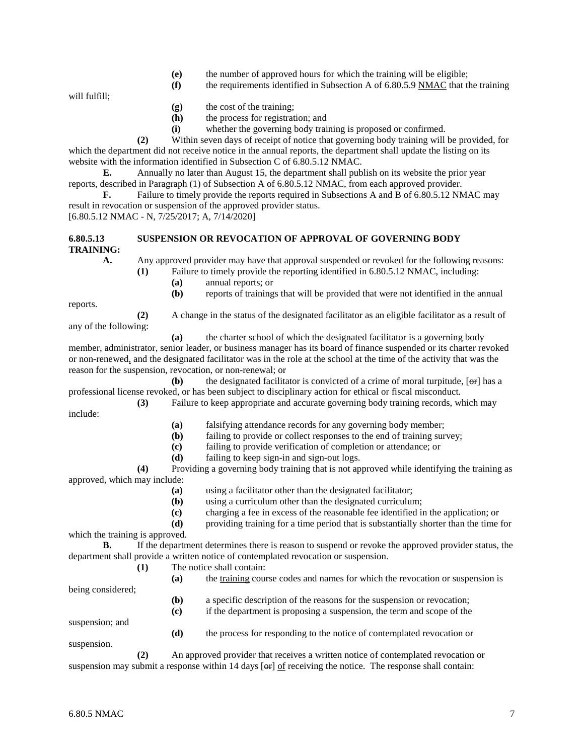**(e)** the number of approved hours for which the training will be eligible;

**(f)** the requirements identified in Subsection A of 6.80.5.9 NMAC that the training will fulfill;

**(g)** the cost of the training;

**(h)** the process for registration; and

**(i)** whether the governing body training is proposed or confirmed.

**(2)** Within seven days of receipt of notice that governing body training will be provided, for which the department did not receive notice in the annual reports, the department shall update the listing on its website with the information identified in Subsection C of 6.80.5.12 NMAC.

**E.** Annually no later than August 15, the department shall publish on its website the prior year reports, described in Paragraph (1) of Subsection A of 6.80.5.12 NMAC, from each approved provider.

**F.** Failure to timely provide the reports required in Subsections A and B of 6.80.5.12 NMAC may result in revocation or suspension of the approved provider status.

[6.80.5.12 NMAC - N, 7/25/2017; A, 7/14/2020]

**6.80.5.13 SUSPENSION OR REVOCATION OF APPROVAL OF GOVERNING BODY TRAINING:**

**A.** Any approved provider may have that approval suspended or revoked for the following reasons:

**(1)** Failure to timely provide the reporting identified in 6.80.5.12 NMAC, including:

**(a)** annual reports; or

**(b)** reports of trainings that will be provided that were not identified in the annual reports.

**(2)** A change in the status of the designated facilitator as an eligible facilitator as a result of any of the following:

**(a)** the charter school of which the designated facilitator is a governing body member, administrator, senior leader, or business manager has its board of finance suspended or its charter revoked or non-renewed, and the designated facilitator was in the role at the school at the time of the activity that was the reason for the suspension, revocation, or non-renewal; or

**(b)** the designated facilitator is convicted of a crime of moral turpitude, [~~or~~] has a professional license revoked, or has been subject to disciplinary action for ethical or fiscal misconduct.

**(3)** Failure to keep appropriate and accurate governing body training records, which may include:

**(a)** falsifying attendance records for any governing body member;

**(b)** failing to provide or collect responses to the end of training survey;

**(c)** failing to provide verification of completion or attendance; or

**(d)** failing to keep sign-in and sign-out logs.

**(4)** Providing a governing body training that is not approved while identifying the training as approved, which may include:

**(a)** using a facilitator other than the designated facilitator;

**(b)** using a curriculum other than the designated curriculum;

**(c)** charging a fee in excess of the reasonable fee identified in the application; or

**(d)** providing training for a time period that is substantially shorter than the time for which the training is approved.

**B.** If the department determines there is reason to suspend or revoke the approved provider status, the department shall provide a written notice of contemplated revocation or suspension.

**(1)** The notice shall contain:

**(a)** the training course codes and names for which the revocation or suspension is being considered;

**(b)** a specific description of the reasons for the suspension or revocation;

**(c)** if the department is proposing a suspension, the term and scope of the suspension; and

**(d)** the process for responding to the notice of contemplated revocation or suspension.

**(2)** An approved provider that receives a written notice of contemplated revocation or suspension may submit a response within 14 days [~~or~~] of receiving the notice. The response shall contain: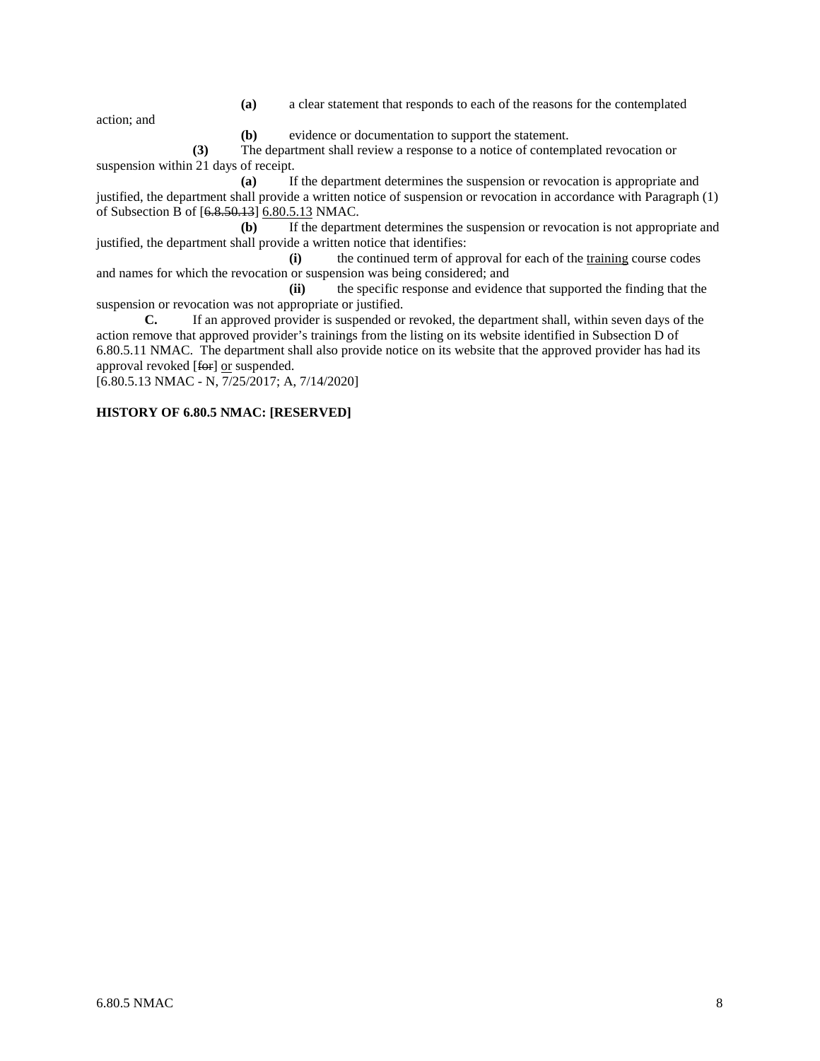**(a)** a clear statement that responds to each of the reasons for the contemplated action; and

**(b)** evidence or documentation to support the statement.

**(3)** The department shall review a response to a notice of contemplated revocation or suspension within 21 days of receipt.

**(a)** If the department determines the suspension or revocation is appropriate and justified, the department shall provide a written notice of suspension or revocation in accordance with Paragraph (1) of Subsection B of [~~6.8.50.13~~] 6.80.5.13 NMAC.

**(b)** If the department determines the suspension or revocation is not appropriate and justified, the department shall provide a written notice that identifies:

**(i)** the continued term of approval for each of the training course codes and names for which the revocation or suspension was being considered; and

**(ii)** the specific response and evidence that supported the finding that the suspension or revocation was not appropriate or justified.

**C.** If an approved provider is suspended or revoked, the department shall, within seven days of the action remove that approved provider's trainings from the listing on its website identified in Subsection D of 6.80.5.11 NMAC. The department shall also provide notice on its website that the approved provider has had its approval revoked [~~for~~] or suspended.

[6.80.5.13 NMAC - N, 7/25/2017; A, 7/14/2020]

**HISTORY OF 6.80.5 NMAC: [RESERVED]**